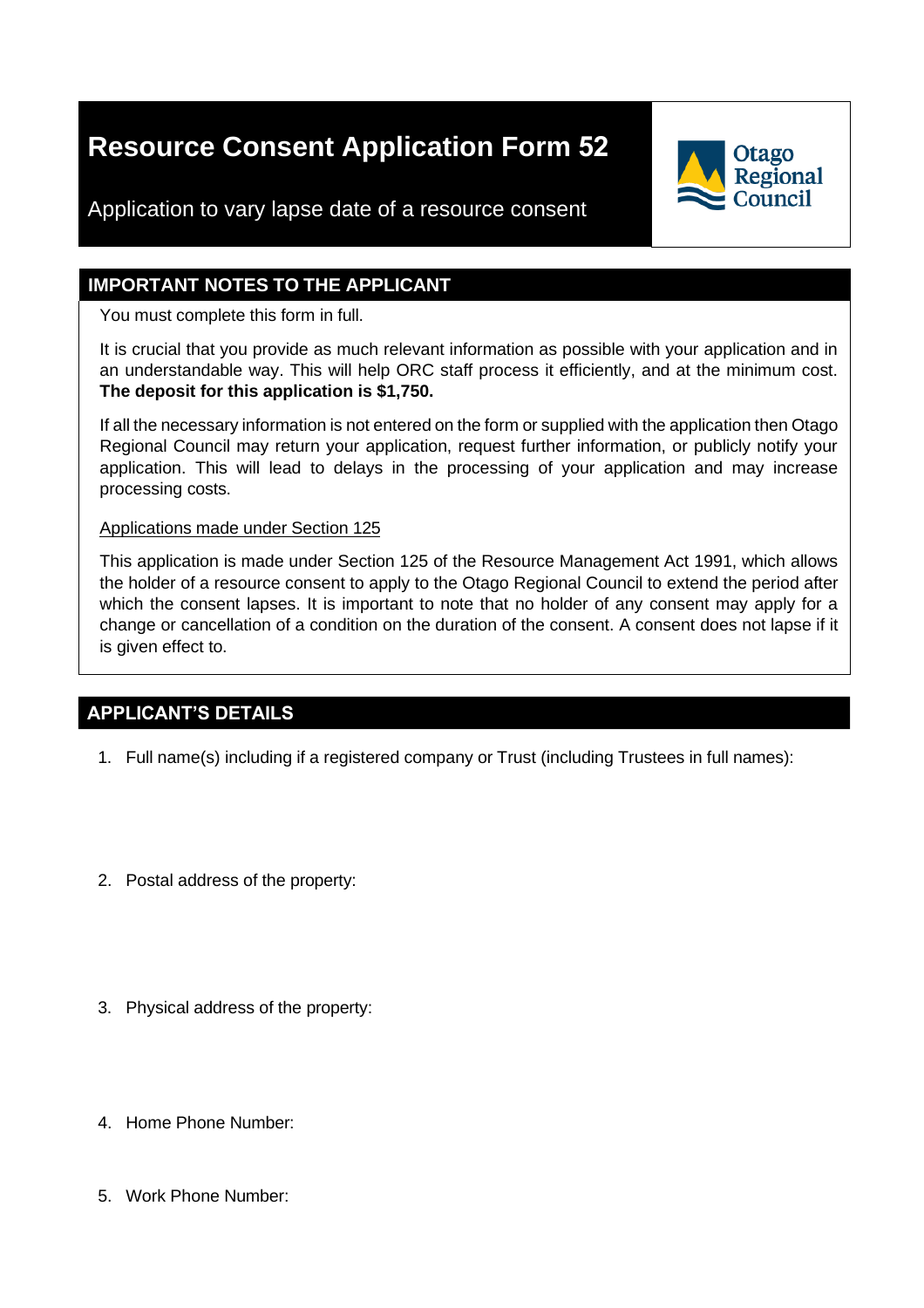# Resource Consent Application Form 52

Application to vary lapse date of a resource consent

Otago Regional Council

## IMPORTANT NOTES TO THE APPLICANT

You must complete this form in full.

It is crucial that you provide as much relevant information as possible with your application and in an understandable way. This will help ORC staff process it efficiently, and at the minimum cost. **The deposit for this application is $1,750.**

If all the necessary information is not entered on the form or supplied with the application then Otago Regional Council may return your application, request further information, or publicly notify your application. This will lead to delays in the processing of your application and may increase processing costs.

Applications made under Section 125

This application is made under Section 125 of the Resource Management Act 1991, which allows the holder of a resource consent to apply to the Otago Regional Council to extend the period after which the consent lapses. It is important to note that no holder of any consent may apply for a change or cancellation of a condition on the duration of the consent. A consent does not lapse if it is given effect to.

## APPLICANT'S DETAILS

1. Full name(s) including if a registered company or Trust (including Trustees in full names):

2. Postal address of the property:

3. Physical address of the property:

4. Home Phone Number:

5. Work Phone Number: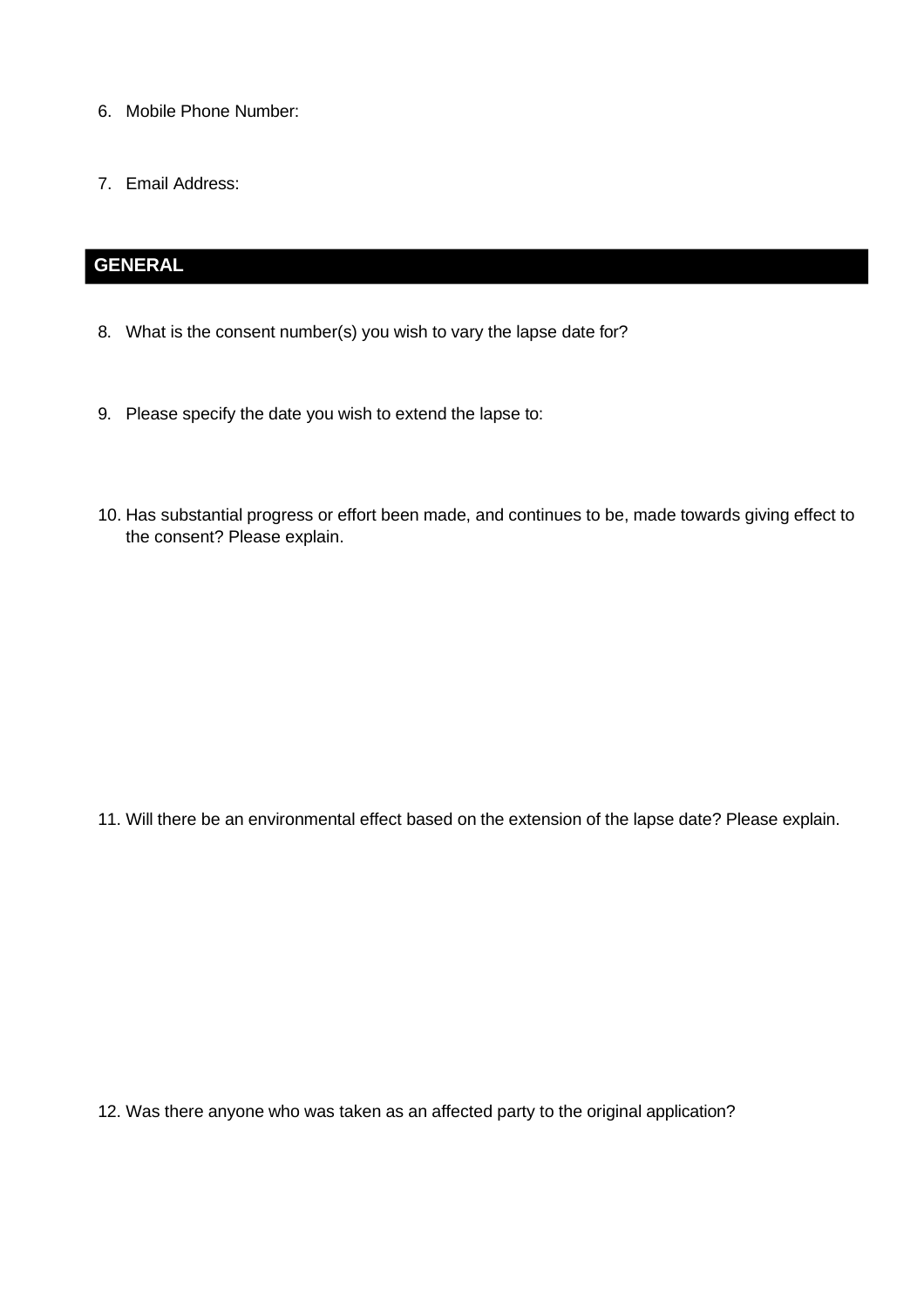6. Mobile Phone Number:

7. Email Address:

## GENERAL

8. What is the consent number(s) you wish to vary the lapse date for?

9. Please specify the date you wish to extend the lapse to:

10. Has substantial progress or effort been made, and continues to be, made towards giving effect to the consent? Please explain.

11. Will there be an environmental effect based on the extension of the lapse date? Please explain.

12. Was there anyone who was taken as an affected party to the original application?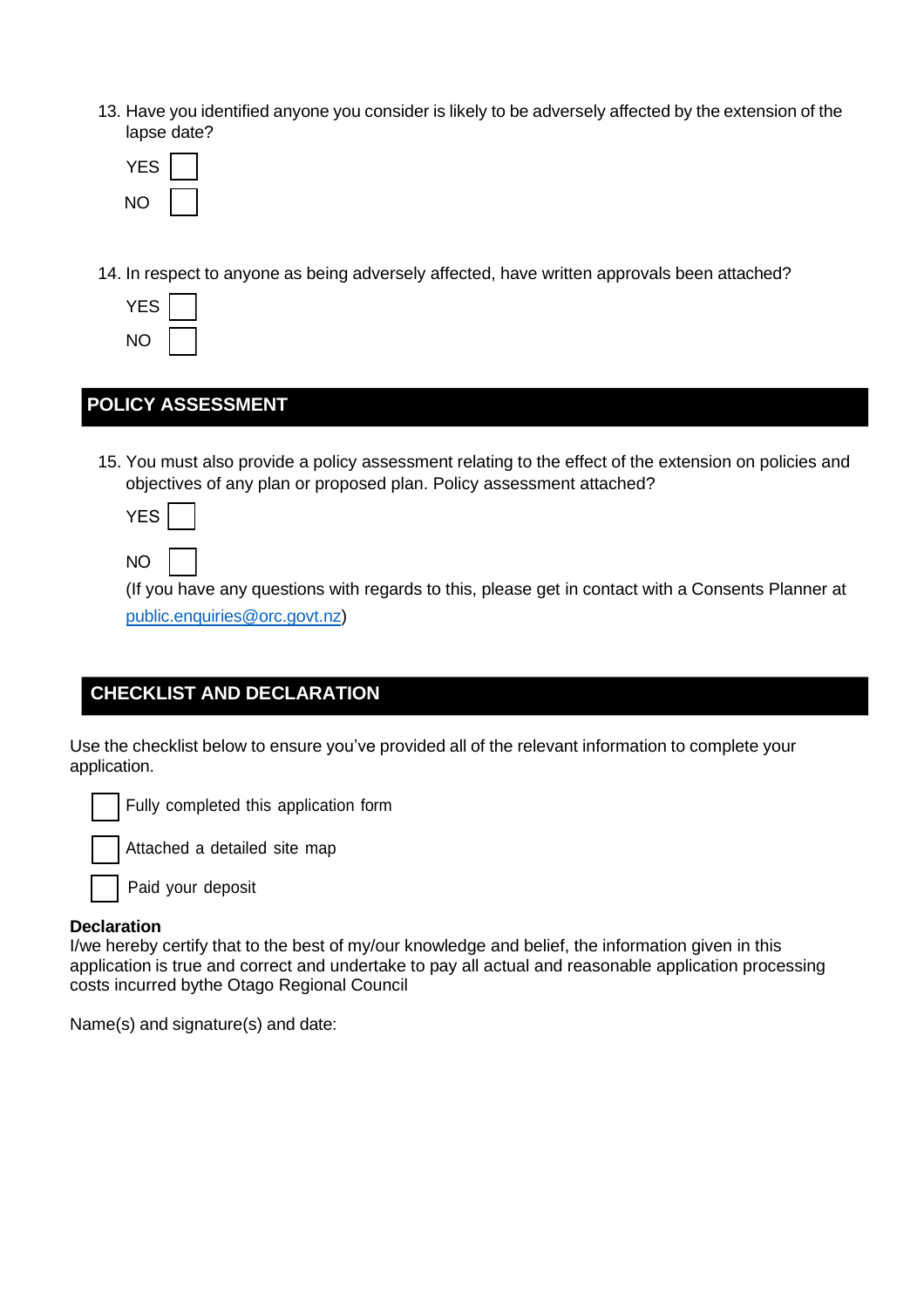13. Have you identified anyone you consider is likely to be adversely affected by the extension of the lapse date?

- [ ] YES
- [ ] NO

14. In respect to anyone as being adversely affected, have written approvals been attached?

- [ ] YES
- [ ] NO

## POLICY ASSESSMENT

15. You must also provide a policy assessment relating to the effect of the extension on policies and objectives of any plan or proposed plan. Policy assessment attached?

- [ ] YES
- [ ] NO

(If you have any questions with regards to this, please get in contact with a Consents Planner at public.enquiries@orc.govt.nz)

## CHECKLIST AND DECLARATION

Use the checklist below to ensure you've provided all of the relevant information to complete your application.

- [ ] Fully completed this application form
- [ ] Attached a detailed site map
- [ ] Paid your deposit

**Declaration**

I/we hereby certify that to the best of my/our knowledge and belief, the information given in this application is true and correct and undertake to pay all actual and reasonable application processing costs incurred bythe Otago Regional Council

Name(s) and signature(s) and date: